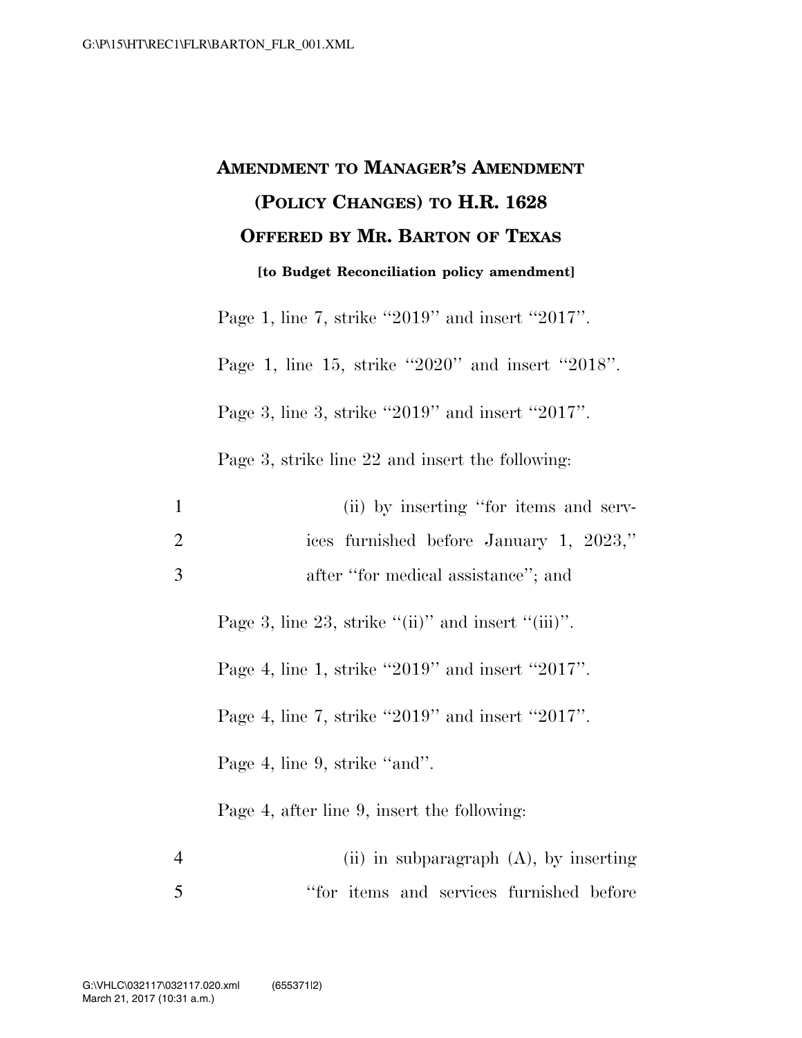# AMENDMENT TO MANAGER'S AMENDMENT (POLICY CHANGES) TO H.R. 1628 OFFERED BY MR. BARTON OF TEXAS

**[to Budget Reconciliation policy amendment]**

Page 1, line 7, strike "2019" and insert "2017".

Page 1, line 15, strike "2020" and insert "2018".

Page 3, line 3, strike "2019" and insert "2017".

Page 3, strike line 22 and insert the following:

1 (ii) by inserting "for items and serv-
2 ices furnished before January 1, 2023,"
3 after "for medical assistance"; and

Page 3, line 23, strike "(ii)" and insert "(iii)".

Page 4, line 1, strike "2019" and insert "2017".

Page 4, line 7, strike "2019" and insert "2017".

Page 4, line 9, strike "and".

Page 4, after line 9, insert the following:

4 (ii) in subparagraph (A), by inserting
5 "for items and services furnished before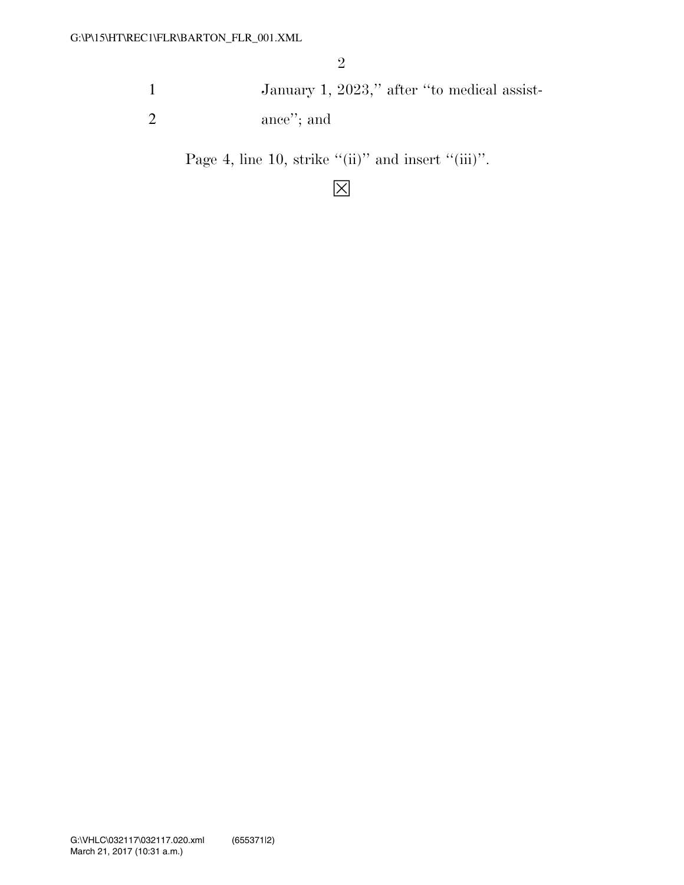1 January 1, 2023," after "to medical assist-

2 ance"; and

Page 4, line 10, strike "(ii)" and insert "(iii)".

☒